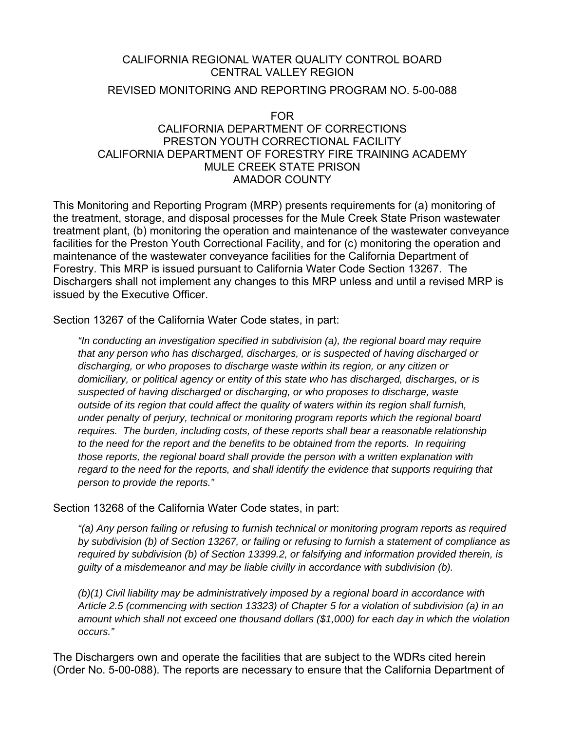CALIFORNIA REGIONAL WATER QUALITY CONTROL BOARD
CENTRAL VALLEY REGION

REVISED MONITORING AND REPORTING PROGRAM NO. 5-00-088

FOR
CALIFORNIA DEPARTMENT OF CORRECTIONS
PRESTON YOUTH CORRECTIONAL FACILITY
CALIFORNIA DEPARTMENT OF FORESTRY FIRE TRAINING ACADEMY
MULE CREEK STATE PRISON
AMADOR COUNTY

This Monitoring and Reporting Program (MRP) presents requirements for (a) monitoring of the treatment, storage, and disposal processes for the Mule Creek State Prison wastewater treatment plant, (b) monitoring the operation and maintenance of the wastewater conveyance facilities for the Preston Youth Correctional Facility, and for (c) monitoring the operation and maintenance of the wastewater conveyance facilities for the California Department of Forestry. This MRP is issued pursuant to California Water Code Section 13267. The Dischargers shall not implement any changes to this MRP unless and until a revised MRP is issued by the Executive Officer.

Section 13267 of the California Water Code states, in part:

> *"In conducting an investigation specified in subdivision (a), the regional board may require that any person who has discharged, discharges, or is suspected of having discharged or discharging, or who proposes to discharge waste within its region, or any citizen or domiciliary, or political agency or entity of this state who has discharged, discharges, or is suspected of having discharged or discharging, or who proposes to discharge, waste outside of its region that could affect the quality of waters within its region shall furnish, under penalty of perjury, technical or monitoring program reports which the regional board requires. The burden, including costs, of these reports shall bear a reasonable relationship to the need for the report and the benefits to be obtained from the reports. In requiring those reports, the regional board shall provide the person with a written explanation with regard to the need for the reports, and shall identify the evidence that supports requiring that person to provide the reports."*

Section 13268 of the California Water Code states, in part:

> *"(a) Any person failing or refusing to furnish technical or monitoring program reports as required by subdivision (b) of Section 13267, or failing or refusing to furnish a statement of compliance as required by subdivision (b) of Section 13399.2, or falsifying and information provided therein, is guilty of a misdemeanor and may be liable civilly in accordance with subdivision (b).*
>
> *(b)(1) Civil liability may be administratively imposed by a regional board in accordance with Article 2.5 (commencing with section 13323) of Chapter 5 for a violation of subdivision (a) in an amount which shall not exceed one thousand dollars ($1,000) for each day in which the violation occurs."*

The Dischargers own and operate the facilities that are subject to the WDRs cited herein (Order No. 5-00-088). The reports are necessary to ensure that the California Department of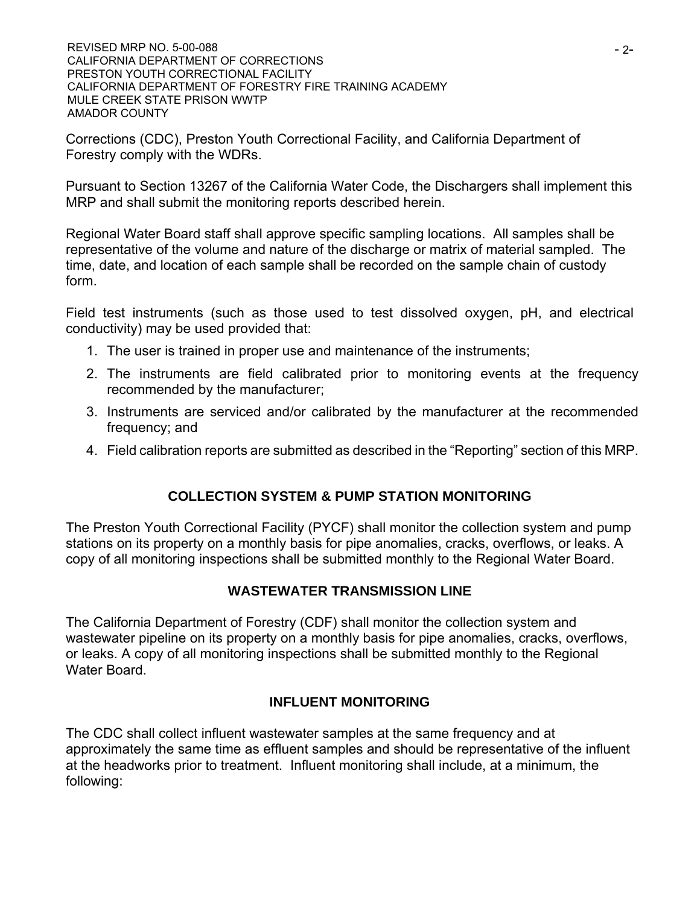Corrections (CDC), Preston Youth Correctional Facility, and California Department of Forestry comply with the WDRs.

Pursuant to Section 13267 of the California Water Code, the Dischargers shall implement this MRP and shall submit the monitoring reports described herein.

Regional Water Board staff shall approve specific sampling locations. All samples shall be representative of the volume and nature of the discharge or matrix of material sampled. The time, date, and location of each sample shall be recorded on the sample chain of custody form.

Field test instruments (such as those used to test dissolved oxygen, pH, and electrical conductivity) may be used provided that:

1. The user is trained in proper use and maintenance of the instruments;
2. The instruments are field calibrated prior to monitoring events at the frequency recommended by the manufacturer;
3. Instruments are serviced and/or calibrated by the manufacturer at the recommended frequency; and
4. Field calibration reports are submitted as described in the "Reporting" section of this MRP.

## COLLECTION SYSTEM & PUMP STATION MONITORING

The Preston Youth Correctional Facility (PYCF) shall monitor the collection system and pump stations on its property on a monthly basis for pipe anomalies, cracks, overflows, or leaks. A copy of all monitoring inspections shall be submitted monthly to the Regional Water Board.

## WASTEWATER TRANSMISSION LINE

The California Department of Forestry (CDF) shall monitor the collection system and wastewater pipeline on its property on a monthly basis for pipe anomalies, cracks, overflows, or leaks. A copy of all monitoring inspections shall be submitted monthly to the Regional Water Board.

## INFLUENT MONITORING

The CDC shall collect influent wastewater samples at the same frequency and at approximately the same time as effluent samples and should be representative of the influent at the headworks prior to treatment. Influent monitoring shall include, at a minimum, the following: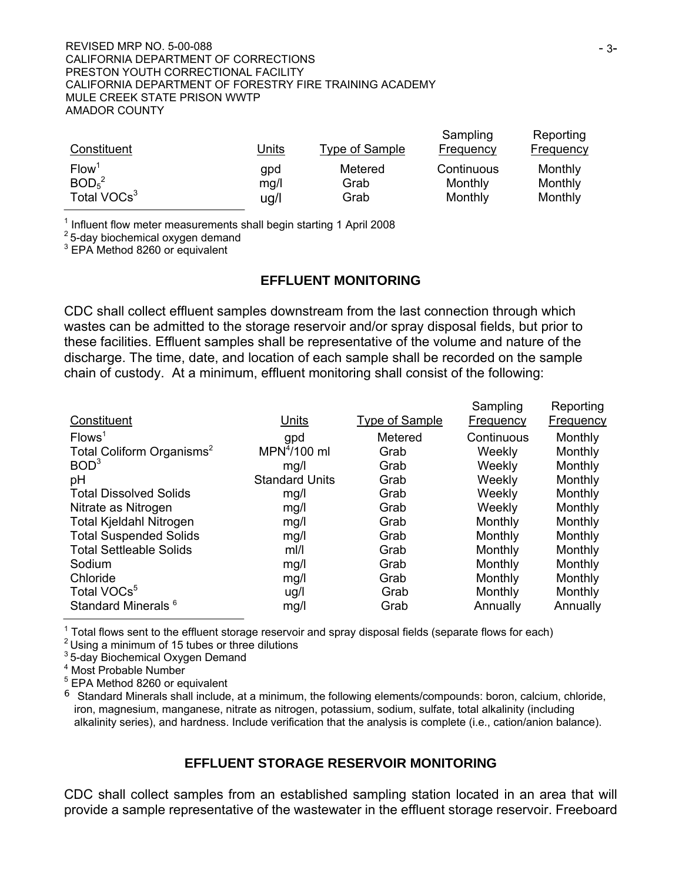| Constituent | Units | Type of Sample | Sampling Frequency | Reporting Frequency |
|---|---|---|---|---|
| Flow[1] | gpd | Metered | Continuous | Monthly |
| $BOD_5$[2] | mg/l | Grab | Monthly | Monthly |
| Total VOCs[3] | ug/l | Grab | Monthly | Monthly |

[1] Influent flow meter measurements shall begin starting 1 April 2008
[2] 5-day biochemical oxygen demand
[3] EPA Method 8260 or equivalent

## EFFLUENT MONITORING

CDC shall collect effluent samples downstream from the last connection through which wastes can be admitted to the storage reservoir and/or spray disposal fields, but prior to these facilities. Effluent samples shall be representative of the volume and nature of the discharge. The time, date, and location of each sample shall be recorded on the sample chain of custody. At a minimum, effluent monitoring shall consist of the following:

| Constituent | Units | Type of Sample | Sampling Frequency | Reporting Frequency |
|---|---|---|---|---|
| Flows[1] | gpd | Metered | Continuous | Monthly |
| Total Coliform Organisms[2] | MPN[4]/100 ml | Grab | Weekly | Monthly |
| BOD[3] | mg/l | Grab | Weekly | Monthly |
| pH | Standard Units | Grab | Weekly | Monthly |
| Total Dissolved Solids | mg/l | Grab | Weekly | Monthly |
| Nitrate as Nitrogen | mg/l | Grab | Weekly | Monthly |
| Total Kjeldahl Nitrogen | mg/l | Grab | Monthly | Monthly |
| Total Suspended Solids | mg/l | Grab | Monthly | Monthly |
| Total Settleable Solids | ml/l | Grab | Monthly | Monthly |
| Sodium | mg/l | Grab | Monthly | Monthly |
| Chloride | mg/l | Grab | Monthly | Monthly |
| Total VOCs[5] | ug/l | Grab | Monthly | Monthly |
| Standard Minerals[6] | mg/l | Grab | Annually | Annually |

[1] Total flows sent to the effluent storage reservoir and spray disposal fields (separate flows for each)
[2] Using a minimum of 15 tubes or three dilutions
[3] 5-day Biochemical Oxygen Demand
[4] Most Probable Number
[5] EPA Method 8260 or equivalent
[6] Standard Minerals shall include, at a minimum, the following elements/compounds: boron, calcium, chloride, iron, magnesium, manganese, nitrate as nitrogen, potassium, sodium, sulfate, total alkalinity (including alkalinity series), and hardness. Include verification that the analysis is complete (i.e., cation/anion balance).

## EFFLUENT STORAGE RESERVOIR MONITORING

CDC shall collect samples from an established sampling station located in an area that will provide a sample representative of the wastewater in the effluent storage reservoir. Freeboard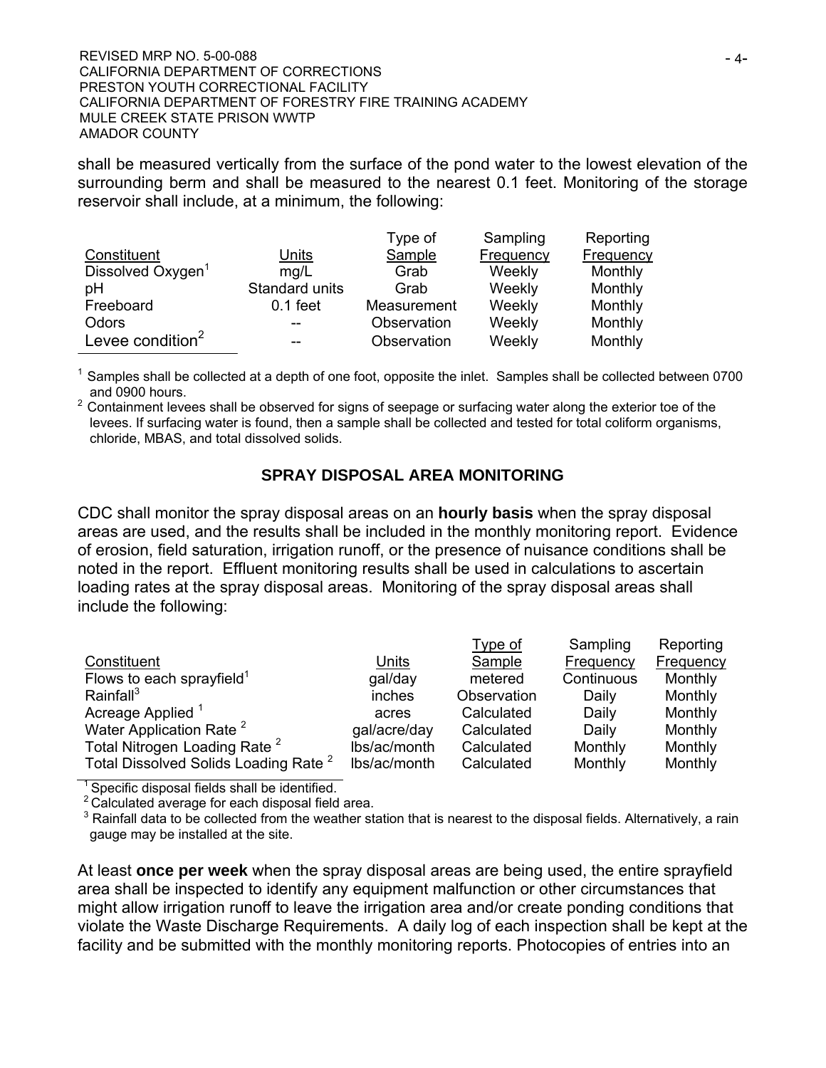shall be measured vertically from the surface of the pond water to the lowest elevation of the surrounding berm and shall be measured to the nearest 0.1 feet. Monitoring of the storage reservoir shall include, at a minimum, the following:

| Constituent | Units | Type of Sample | Sampling Frequency | Reporting Frequency |
|---|---|---|---|---|
| Dissolved Oxygen[1] | mg/L | Grab | Weekly | Monthly |
| pH | Standard units | Grab | Weekly | Monthly |
| Freeboard | 0.1 feet | Measurement | Weekly | Monthly |
| Odors | -- | Observation | Weekly | Monthly |
| Levee condition[2] | -- | Observation | Weekly | Monthly |

[1] Samples shall be collected at a depth of one foot, opposite the inlet. Samples shall be collected between 0700 and 0900 hours.

[2] Containment levees shall be observed for signs of seepage or surfacing water along the exterior toe of the levees. If surfacing water is found, then a sample shall be collected and tested for total coliform organisms, chloride, MBAS, and total dissolved solids.

## SPRAY DISPOSAL AREA MONITORING

CDC shall monitor the spray disposal areas on an **hourly basis** when the spray disposal areas are used, and the results shall be included in the monthly monitoring report. Evidence of erosion, field saturation, irrigation runoff, or the presence of nuisance conditions shall be noted in the report. Effluent monitoring results shall be used in calculations to ascertain loading rates at the spray disposal areas. Monitoring of the spray disposal areas shall include the following:

| Constituent | Units | Type of Sample | Sampling Frequency | Reporting Frequency |
|---|---|---|---|---|
| Flows to each sprayfield[1] | gal/day | metered | Continuous | Monthly |
| Rainfall[3] | inches | Observation | Daily | Monthly |
| Acreage Applied [1] | acres | Calculated | Daily | Monthly |
| Water Application Rate [2] | gal/acre/day | Calculated | Daily | Monthly |
| Total Nitrogen Loading Rate [2] | lbs/ac/month | Calculated | Monthly | Monthly |
| Total Dissolved Solids Loading Rate [2] | lbs/ac/month | Calculated | Monthly | Monthly |

[1] Specific disposal fields shall be identified.

[2] Calculated average for each disposal field area.

[3] Rainfall data to be collected from the weather station that is nearest to the disposal fields. Alternatively, a rain gauge may be installed at the site.

At least **once per week** when the spray disposal areas are being used, the entire sprayfield area shall be inspected to identify any equipment malfunction or other circumstances that might allow irrigation runoff to leave the irrigation area and/or create ponding conditions that violate the Waste Discharge Requirements. A daily log of each inspection shall be kept at the facility and be submitted with the monthly monitoring reports. Photocopies of entries into an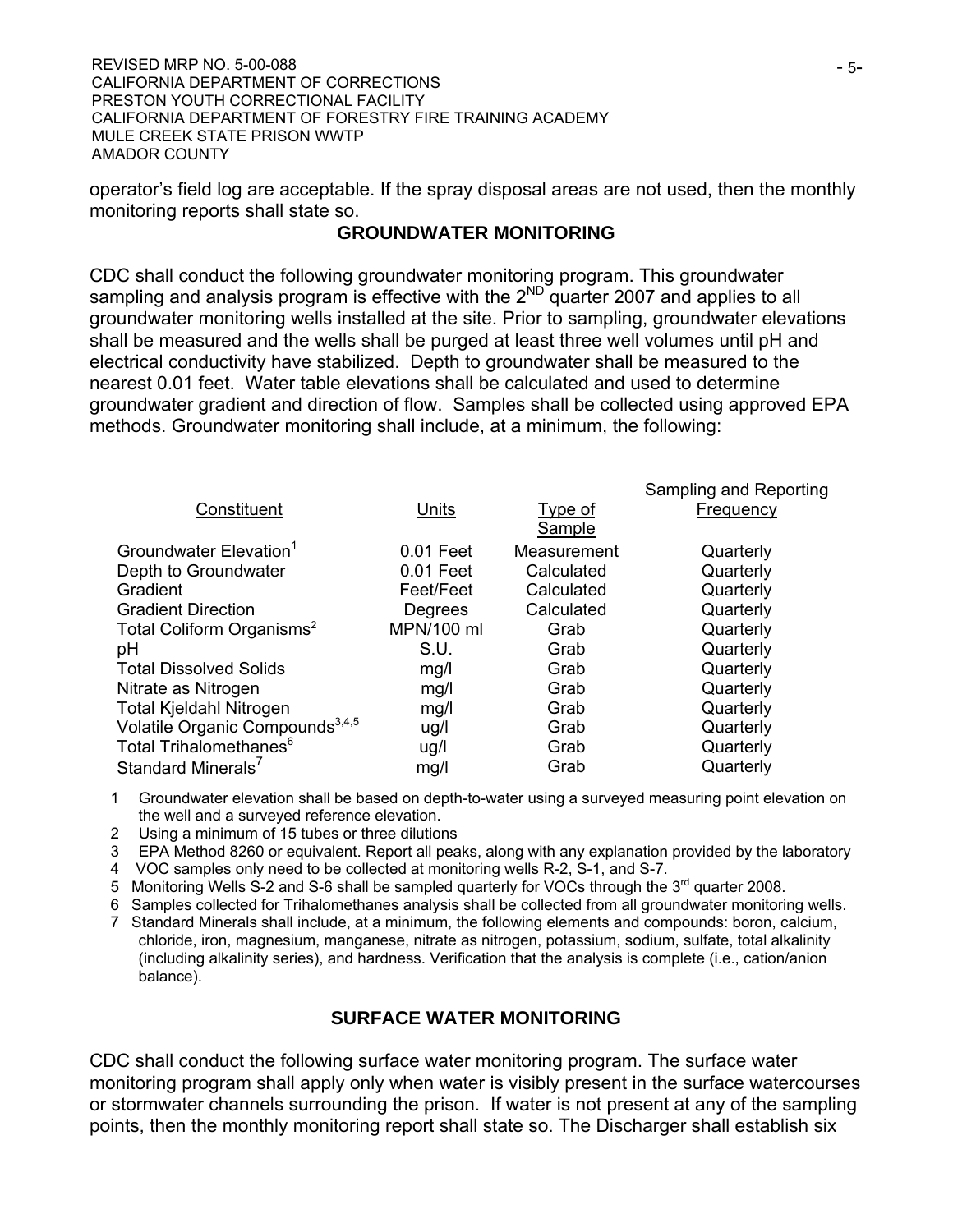operator's field log are acceptable. If the spray disposal areas are not used, then the monthly monitoring reports shall state so.

## GROUNDWATER MONITORING

CDC shall conduct the following groundwater monitoring program. This groundwater sampling and analysis program is effective with the 2ND quarter 2007 and applies to all groundwater monitoring wells installed at the site. Prior to sampling, groundwater elevations shall be measured and the wells shall be purged at least three well volumes until pH and electrical conductivity have stabilized. Depth to groundwater shall be measured to the nearest 0.01 feet. Water table elevations shall be calculated and used to determine groundwater gradient and direction of flow. Samples shall be collected using approved EPA methods. Groundwater monitoring shall include, at a minimum, the following:

| Constituent | Units | Type of Sample | Sampling and Reporting Frequency |
|---|---|---|---|
| Groundwater Elevation[1] | 0.01 Feet | Measurement | Quarterly |
| Depth to Groundwater | 0.01 Feet | Calculated | Quarterly |
| Gradient | Feet/Feet | Calculated | Quarterly |
| Gradient Direction | Degrees | Calculated | Quarterly |
| Total Coliform Organisms[2] | MPN/100 ml | Grab | Quarterly |
| pH | S.U. | Grab | Quarterly |
| Total Dissolved Solids | mg/l | Grab | Quarterly |
| Nitrate as Nitrogen | mg/l | Grab | Quarterly |
| Total Kjeldahl Nitrogen | mg/l | Grab | Quarterly |
| Volatile Organic Compounds[3,4,5] | ug/l | Grab | Quarterly |
| Total Trihalomethanes[6] | ug/l | Grab | Quarterly |
| Standard Minerals[7] | mg/l | Grab | Quarterly |

1 Groundwater elevation shall be based on depth-to-water using a surveyed measuring point elevation on the well and a surveyed reference elevation.

2 Using a minimum of 15 tubes or three dilutions

3 EPA Method 8260 or equivalent. Report all peaks, along with any explanation provided by the laboratory

4 VOC samples only need to be collected at monitoring wells R-2, S-1, and S-7.

5 Monitoring Wells S-2 and S-6 shall be sampled quarterly for VOCs through the 3rd quarter 2008.

6 Samples collected for Trihalomethanes analysis shall be collected from all groundwater monitoring wells.

7 Standard Minerals shall include, at a minimum, the following elements and compounds: boron, calcium, chloride, iron, magnesium, manganese, nitrate as nitrogen, potassium, sodium, sulfate, total alkalinity (including alkalinity series), and hardness. Verification that the analysis is complete (i.e., cation/anion balance).

## SURFACE WATER MONITORING

CDC shall conduct the following surface water monitoring program. The surface water monitoring program shall apply only when water is visibly present in the surface watercourses or stormwater channels surrounding the prison. If water is not present at any of the sampling points, then the monthly monitoring report shall state so. The Discharger shall establish six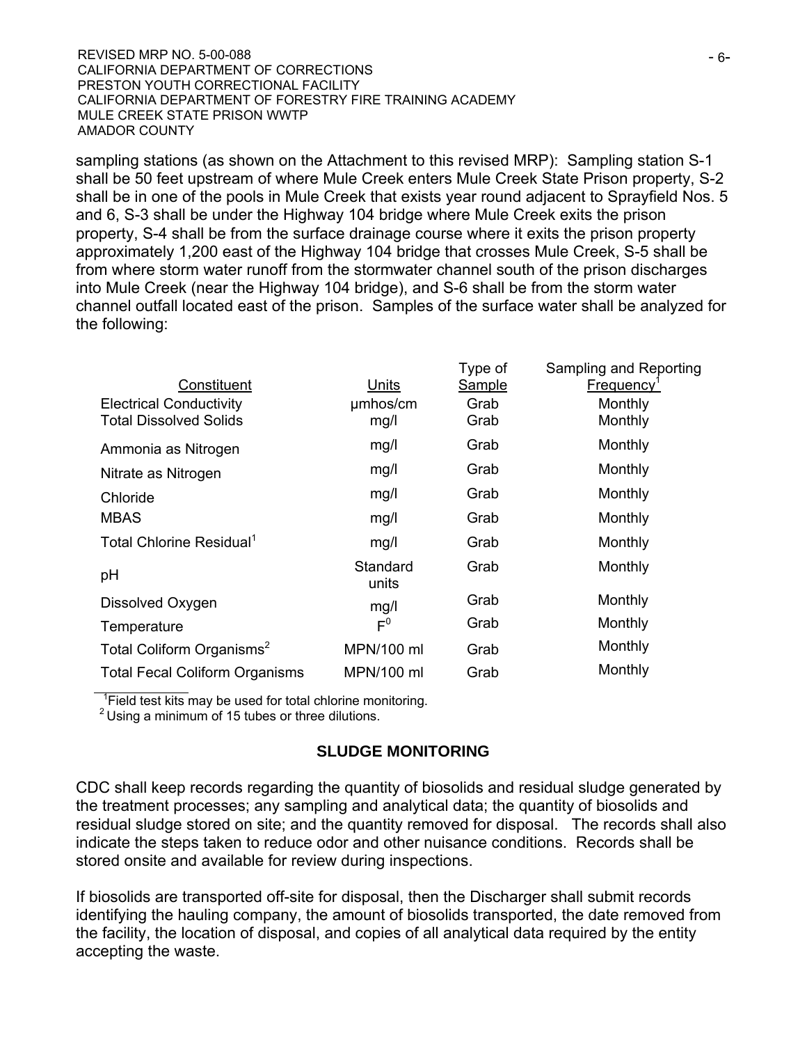sampling stations (as shown on the Attachment to this revised MRP): Sampling station S-1 shall be 50 feet upstream of where Mule Creek enters Mule Creek State Prison property, S-2 shall be in one of the pools in Mule Creek that exists year round adjacent to Sprayfield Nos. 5 and 6, S-3 shall be under the Highway 104 bridge where Mule Creek exits the prison property, S-4 shall be from the surface drainage course where it exits the prison property approximately 1,200 east of the Highway 104 bridge that crosses Mule Creek, S-5 shall be from where storm water runoff from the stormwater channel south of the prison discharges into Mule Creek (near the Highway 104 bridge), and S-6 shall be from the storm water channel outfall located east of the prison. Samples of the surface water shall be analyzed for the following:

| Constituent | Units | Type of Sample | Sampling and Reporting Frequency[1] |
|---|---|---|---|
| Electrical Conductivity | µmhos/cm | Grab | Monthly |
| Total Dissolved Solids | mg/l | Grab | Monthly |
| Ammonia as Nitrogen | mg/l | Grab | Monthly |
| Nitrate as Nitrogen | mg/l | Grab | Monthly |
| Chloride | mg/l | Grab | Monthly |
| MBAS | mg/l | Grab | Monthly |
| Total Chlorine Residual[1] | mg/l | Grab | Monthly |
| pH | Standard units | Grab | Monthly |
| Dissolved Oxygen | mg/l | Grab | Monthly |
| Temperature | $F^0$ | Grab | Monthly |
| Total Coliform Organisms[2] | MPN/100 ml | Grab | Monthly |
| Total Fecal Coliform Organisms | MPN/100 ml | Grab | Monthly |

[1] Field test kits may be used for total chlorine monitoring.
[2] Using a minimum of 15 tubes or three dilutions.

## SLUDGE MONITORING

CDC shall keep records regarding the quantity of biosolids and residual sludge generated by the treatment processes; any sampling and analytical data; the quantity of biosolids and residual sludge stored on site; and the quantity removed for disposal. The records shall also indicate the steps taken to reduce odor and other nuisance conditions. Records shall be stored onsite and available for review during inspections.

If biosolids are transported off-site for disposal, then the Discharger shall submit records identifying the hauling company, the amount of biosolids transported, the date removed from the facility, the location of disposal, and copies of all analytical data required by the entity accepting the waste.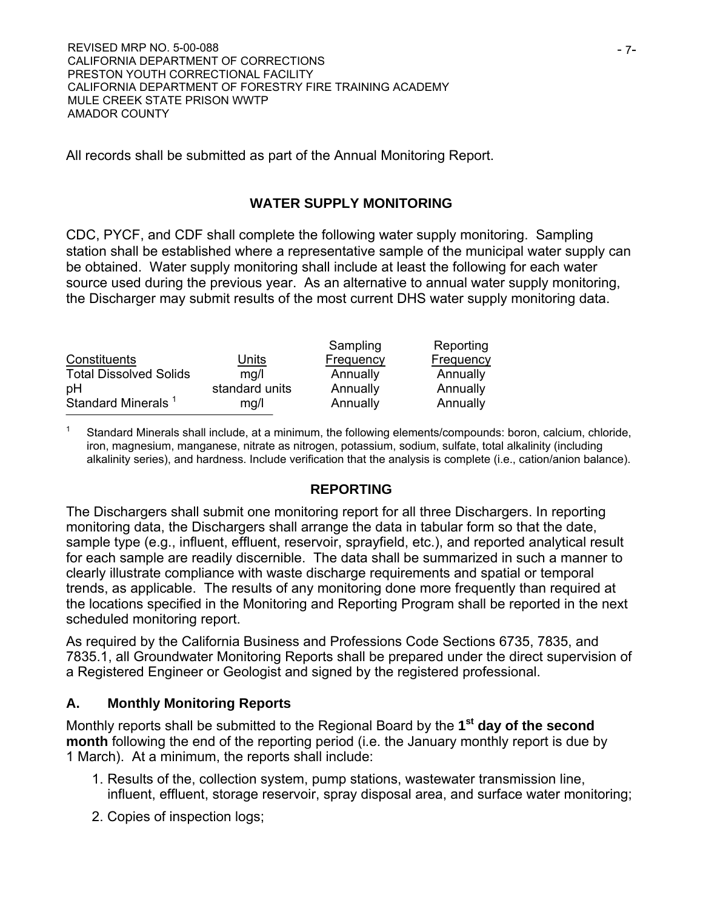All records shall be submitted as part of the Annual Monitoring Report.

## WATER SUPPLY MONITORING

CDC, PYCF, and CDF shall complete the following water supply monitoring. Sampling station shall be established where a representative sample of the municipal water supply can be obtained. Water supply monitoring shall include at least the following for each water source used during the previous year. As an alternative to annual water supply monitoring, the Discharger may submit results of the most current DHS water supply monitoring data.

| Constituents | Units | Sampling Frequency | Reporting Frequency |
|---|---|---|---|
| Total Dissolved Solids | mg/l | Annually | Annually |
| pH | standard units | Annually | Annually |
| Standard Minerals [1] | mg/l | Annually | Annually |

[1] Standard Minerals shall include, at a minimum, the following elements/compounds: boron, calcium, chloride, iron, magnesium, manganese, nitrate as nitrogen, potassium, sodium, sulfate, total alkalinity (including alkalinity series), and hardness. Include verification that the analysis is complete (i.e., cation/anion balance).

## REPORTING

The Dischargers shall submit one monitoring report for all three Dischargers. In reporting monitoring data, the Dischargers shall arrange the data in tabular form so that the date, sample type (e.g., influent, effluent, reservoir, sprayfield, etc.), and reported analytical result for each sample are readily discernible. The data shall be summarized in such a manner to clearly illustrate compliance with waste discharge requirements and spatial or temporal trends, as applicable. The results of any monitoring done more frequently than required at the locations specified in the Monitoring and Reporting Program shall be reported in the next scheduled monitoring report.

As required by the California Business and Professions Code Sections 6735, 7835, and 7835.1, all Groundwater Monitoring Reports shall be prepared under the direct supervision of a Registered Engineer or Geologist and signed by the registered professional.

### A. Monthly Monitoring Reports

Monthly reports shall be submitted to the Regional Board by the **1st day of the second month** following the end of the reporting period (i.e. the January monthly report is due by 1 March). At a minimum, the reports shall include:

1. Results of the, collection system, pump stations, wastewater transmission line, influent, effluent, storage reservoir, spray disposal area, and surface water monitoring;
2. Copies of inspection logs;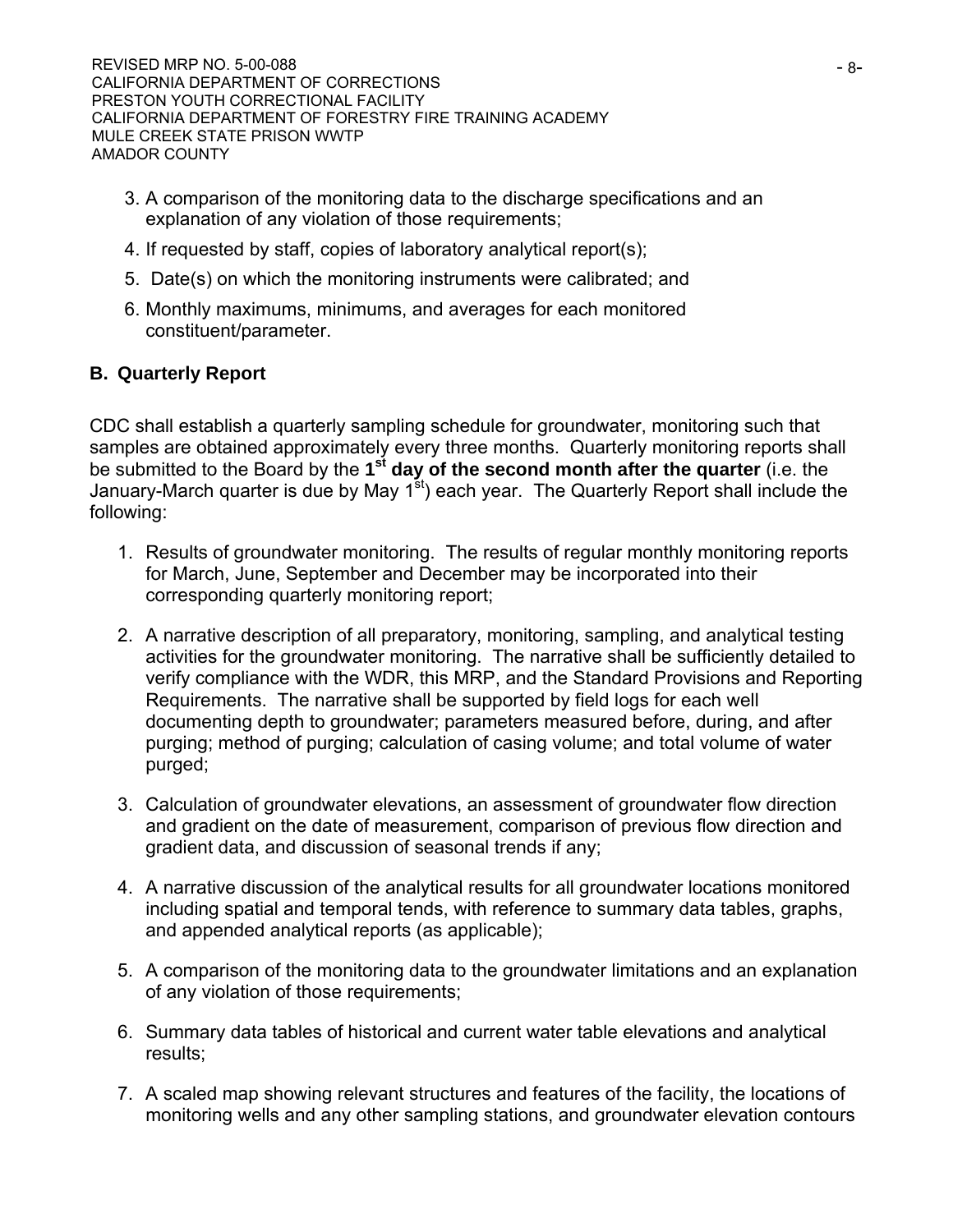3. A comparison of the monitoring data to the discharge specifications and an explanation of any violation of those requirements;
4. If requested by staff, copies of laboratory analytical report(s);
5. Date(s) on which the monitoring instruments were calibrated; and
6. Monthly maximums, minimums, and averages for each monitored constituent/parameter.

## B. Quarterly Report

CDC shall establish a quarterly sampling schedule for groundwater, monitoring such that samples are obtained approximately every three months. Quarterly monitoring reports shall be submitted to the Board by the **1st day of the second month after the quarter** (i.e. the January-March quarter is due by May 1st) each year. The Quarterly Report shall include the following:

1. Results of groundwater monitoring. The results of regular monthly monitoring reports for March, June, September and December may be incorporated into their corresponding quarterly monitoring report;

2. A narrative description of all preparatory, monitoring, sampling, and analytical testing activities for the groundwater monitoring. The narrative shall be sufficiently detailed to verify compliance with the WDR, this MRP, and the Standard Provisions and Reporting Requirements. The narrative shall be supported by field logs for each well documenting depth to groundwater; parameters measured before, during, and after purging; method of purging; calculation of casing volume; and total volume of water purged;

3. Calculation of groundwater elevations, an assessment of groundwater flow direction and gradient on the date of measurement, comparison of previous flow direction and gradient data, and discussion of seasonal trends if any;

4. A narrative discussion of the analytical results for all groundwater locations monitored including spatial and temporal tends, with reference to summary data tables, graphs, and appended analytical reports (as applicable);

5. A comparison of the monitoring data to the groundwater limitations and an explanation of any violation of those requirements;

6. Summary data tables of historical and current water table elevations and analytical results;

7. A scaled map showing relevant structures and features of the facility, the locations of monitoring wells and any other sampling stations, and groundwater elevation contours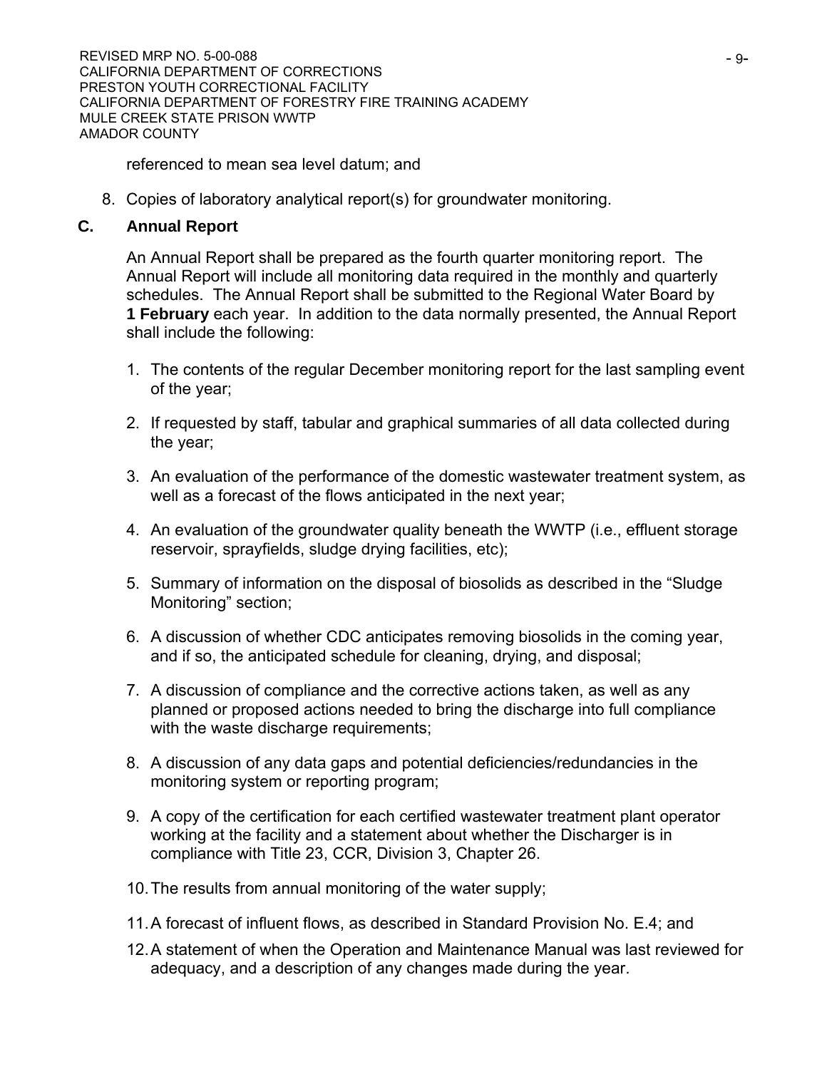referenced to mean sea level datum; and

8. Copies of laboratory analytical report(s) for groundwater monitoring.

### C. Annual Report

An Annual Report shall be prepared as the fourth quarter monitoring report. The Annual Report will include all monitoring data required in the monthly and quarterly schedules. The Annual Report shall be submitted to the Regional Water Board by **1 February** each year. In addition to the data normally presented, the Annual Report shall include the following:

1. The contents of the regular December monitoring report for the last sampling event of the year;
2. If requested by staff, tabular and graphical summaries of all data collected during the year;
3. An evaluation of the performance of the domestic wastewater treatment system, as well as a forecast of the flows anticipated in the next year;
4. An evaluation of the groundwater quality beneath the WWTP (i.e., effluent storage reservoir, sprayfields, sludge drying facilities, etc);
5. Summary of information on the disposal of biosolids as described in the "Sludge Monitoring" section;
6. A discussion of whether CDC anticipates removing biosolids in the coming year, and if so, the anticipated schedule for cleaning, drying, and disposal;
7. A discussion of compliance and the corrective actions taken, as well as any planned or proposed actions needed to bring the discharge into full compliance with the waste discharge requirements;
8. A discussion of any data gaps and potential deficiencies/redundancies in the monitoring system or reporting program;
9. A copy of the certification for each certified wastewater treatment plant operator working at the facility and a statement about whether the Discharger is in compliance with Title 23, CCR, Division 3, Chapter 26.
10. The results from annual monitoring of the water supply;
11. A forecast of influent flows, as described in Standard Provision No. E.4; and
12. A statement of when the Operation and Maintenance Manual was last reviewed for adequacy, and a description of any changes made during the year.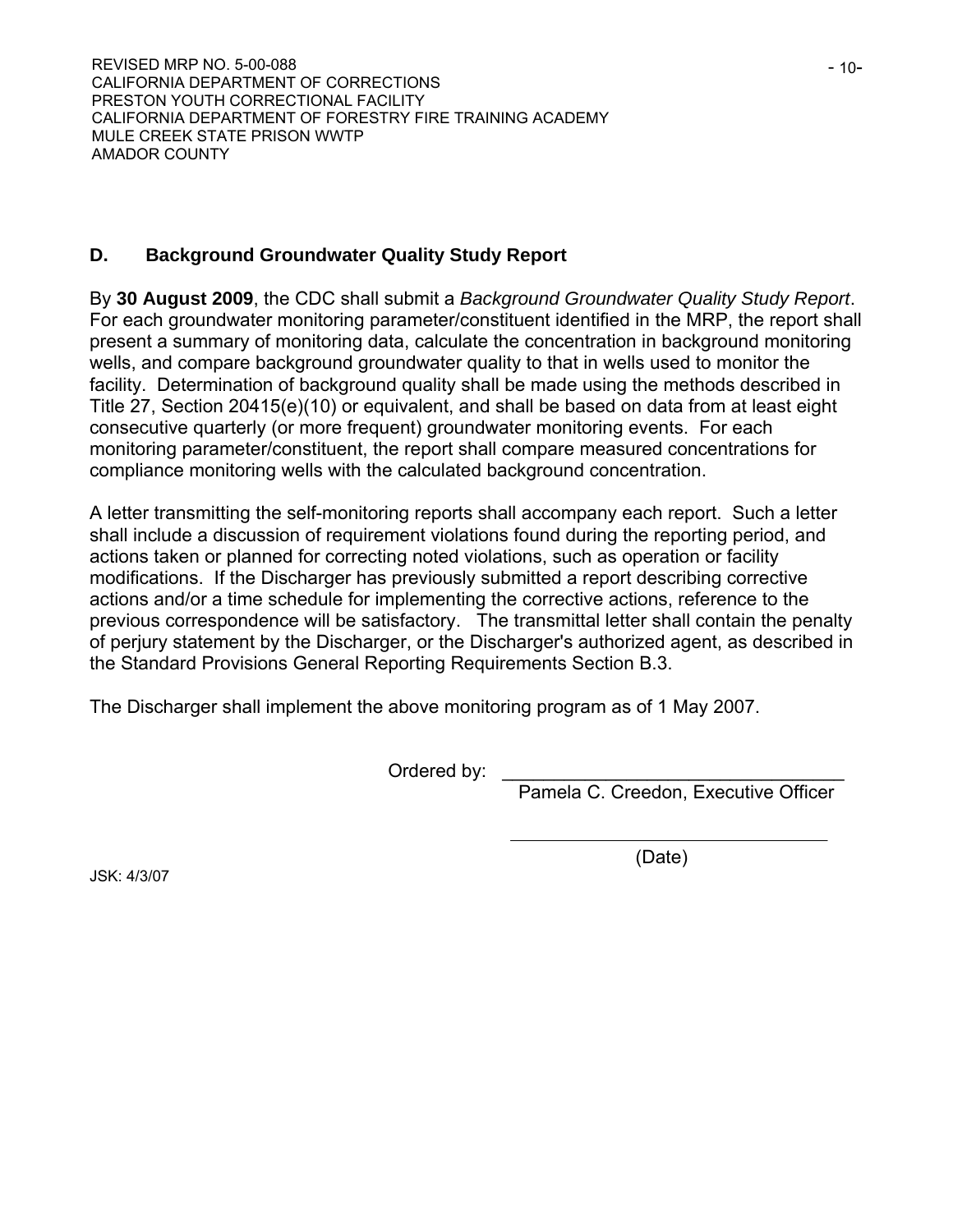### D. Background Groundwater Quality Study Report

By **30 August 2009**, the CDC shall submit a *Background Groundwater Quality Study Report*. For each groundwater monitoring parameter/constituent identified in the MRP, the report shall present a summary of monitoring data, calculate the concentration in background monitoring wells, and compare background groundwater quality to that in wells used to monitor the facility. Determination of background quality shall be made using the methods described in Title 27, Section 20415(e)(10) or equivalent, and shall be based on data from at least eight consecutive quarterly (or more frequent) groundwater monitoring events. For each monitoring parameter/constituent, the report shall compare measured concentrations for compliance monitoring wells with the calculated background concentration.

A letter transmitting the self-monitoring reports shall accompany each report. Such a letter shall include a discussion of requirement violations found during the reporting period, and actions taken or planned for correcting noted violations, such as operation or facility modifications. If the Discharger has previously submitted a report describing corrective actions and/or a time schedule for implementing the corrective actions, reference to the previous correspondence will be satisfactory. The transmittal letter shall contain the penalty of perjury statement by the Discharger, or the Discharger's authorized agent, as described in the Standard Provisions General Reporting Requirements Section B.3.

The Discharger shall implement the above monitoring program as of 1 May 2007.

Ordered by: \_\_\_\_\_\_\_\_\_\_\_\_\_\_\_\_\_\_\_\_\_\_\_\_\_\_\_\_\_\_\_\_
Pamela C. Creedon, Executive Officer

\_\_\_\_\_\_\_\_\_\_\_\_\_\_\_\_\_\_\_\_\_\_\_\_\_\_\_\_\_\_\_\_
(Date)

JSK: 4/3/07